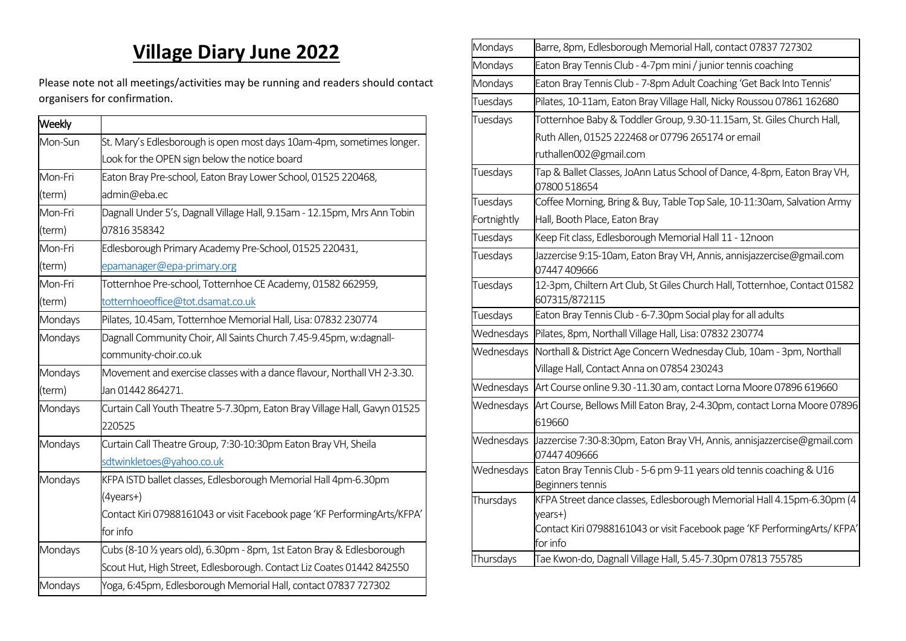# Village Diary June 2022

Please note not all meetings/activities may be running and readers should contact organisers for confirmation.

| Weekly | |
|---|---|
| Mon-Sun | St. Mary's Edlesborough is open most days 10am-4pm, sometimes longer. Look for the OPEN sign below the notice board |
| Mon-Fri (term) | Eaton Bray Pre-school, Eaton Bray Lower School, 01525 220468, admin@eba.ec |
| Mon-Fri (term) | Dagnall Under 5's, Dagnall Village Hall, 9.15am - 12.15pm, Mrs Ann Tobin 07816 358342 |
| Mon-Fri (term) | Edlesborough Primary Academy Pre-School, 01525 220431, epamanager@epa-primary.org |
| Mon-Fri (term) | Totternhoe Pre-school, Totternhoe CE Academy, 01582 662959, totternhoeoffice@tot.dsamat.co.uk |
| Mondays | Pilates, 10.45am, Totternhoe Memorial Hall, Lisa: 07832 230774 |
| Mondays | Dagnall Community Choir, All Saints Church 7.45-9.45pm, w:dagnall-community-choir.co.uk |
| Mondays (term) | Movement and exercise classes with a dance flavour, Northall VH 2-3.30. Jan 01442 864271. |
| Mondays | Curtain Call Youth Theatre 5-7.30pm, Eaton Bray Village Hall, Gavyn 01525 220525 |
| Mondays | Curtain Call Theatre Group, 7:30-10:30pm Eaton Bray VH, Sheila sdtwinkletoes@yahoo.co.uk |
| Mondays | KFPA ISTD ballet classes, Edlesborough Memorial Hall 4pm-6.30pm (4years+) Contact Kiri 07988161043 or visit Facebook page 'KF PerformingArts/KFPA' for info |
| Mondays | Cubs (8-10 ½ years old), 6.30pm - 8pm, 1st Eaton Bray & Edlesborough Scout Hut, High Street, Edlesborough. Contact Liz Coates 01442 842550 |
| Mondays | Yoga, 6:45pm, Edlesborough Memorial Hall, contact 07837 727302 |
| Mondays | Barre, 8pm, Edlesborough Memorial Hall, contact 07837 727302 |
| Mondays | Eaton Bray Tennis Club - 4-7pm mini / junior tennis coaching |
| Mondays | Eaton Bray Tennis Club - 7-8pm Adult Coaching 'Get Back Into Tennis' |
| Tuesdays | Pilates, 10-11am, Eaton Bray Village Hall, Nicky Roussou 07861 162680 |
| Tuesdays | Totternhoe Baby & Toddler Group, 9.30-11.15am, St. Giles Church Hall, Ruth Allen, 01525 222468 or 07796 265174 or email ruthallen002@gmail.com |
| Tuesdays | Tap & Ballet Classes, JoAnn Latus School of Dance, 4-8pm, Eaton Bray VH, 07800 518654 |
| Tuesdays Fortnightly | Coffee Morning, Bring & Buy, Table Top Sale, 10-11:30am, Salvation Army Hall, Booth Place, Eaton Bray |
| Tuesdays | Keep Fit class, Edlesborough Memorial Hall 11 - 12noon |
| Tuesdays | Jazzercise 9:15-10am, Eaton Bray VH, Annis, annisjazzercise@gmail.com 07447 409666 |
| Tuesdays | 12-3pm, Chiltern Art Club, St Giles Church Hall, Totternhoe, Contact 01582 607315/872115 |
| Tuesdays | Eaton Bray Tennis Club - 6-7.30pm Social play for all adults |
| Wednesdays | Pilates, 8pm, Northall Village Hall, Lisa: 07832 230774 |
| Wednesdays | Northall & District Age Concern Wednesday Club, 10am - 3pm, Northall Village Hall, Contact Anna on 07854 230243 |
| Wednesdays | Art Course online 9.30 -11.30 am, contact Lorna Moore 07896 619660 |
| Wednesdays | Art Course, Bellows Mill Eaton Bray, 2-4.30pm, contact Lorna Moore 07896 619660 |
| Wednesdays | Jazzercise 7:30-8:30pm, Eaton Bray VH, Annis, annisjazzercise@gmail.com 07447 409666 |
| Wednesdays | Eaton Bray Tennis Club - 5-6 pm 9-11 years old tennis coaching & U16 Beginners tennis |
| Thursdays | KFPA Street dance classes, Edlesborough Memorial Hall 4.15pm-6.30pm (4 years+) Contact Kiri 07988161043 or visit Facebook page 'KF PerformingArts/ KFPA' for info |
| Thursdays | Tae Kwon-do, Dagnall Village Hall, 5.45-7.30pm 07813 755785 |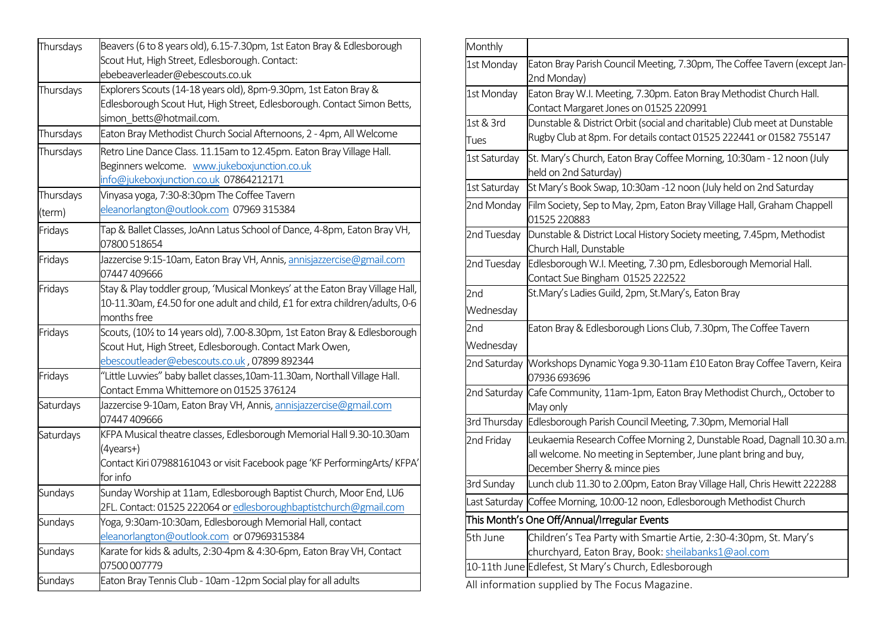| | |
|---|---|
| Thursdays | Beavers (6 to 8 years old), 6.15-7.30pm, 1st Eaton Bray & Edlesborough Scout Hut, High Street, Edlesborough. Contact: ebebeaverleader@ebescouts.co.uk |
| Thursdays | Explorers Scouts (14-18 years old), 8pm-9.30pm, 1st Eaton Bray & Edlesborough Scout Hut, High Street, Edlesborough. Contact Simon Betts, simon_betts@hotmail.com. |
| Thursdays | Eaton Bray Methodist Church Social Afternoons, 2 - 4pm, All Welcome |
| Thursdays | Retro Line Dance Class. 11.15am to 12.45pm. Eaton Bray Village Hall. Beginners welcome. www.jukeboxjunction.co.uk info@jukeboxjunction.co.uk 07864212171 |
| Thursdays (term) | Vinyasa yoga, 7:30-8:30pm The Coffee Tavern eleanorlangton@outlook.com 07969 315384 |
| Fridays | Tap & Ballet Classes, JoAnn Latus School of Dance, 4-8pm, Eaton Bray VH, 07800 518654 |
| Fridays | Jazzercise 9:15-10am, Eaton Bray VH, Annis, annisjazzercise@gmail.com 07447 409666 |
| Fridays | Stay & Play toddler group, 'Musical Monkeys' at the Eaton Bray Village Hall, 10-11.30am, £4.50 for one adult and child, £1 for extra children/adults, 0-6 months free |
| Fridays | Scouts, (10½ to 14 years old), 7.00-8.30pm, 1st Eaton Bray & Edlesborough Scout Hut, High Street, Edlesborough. Contact Mark Owen, ebescoutleader@ebescouts.co.uk , 07899 892344 |
| Fridays | "Little Luvvies" baby ballet classes,10am-11.30am, Northall Village Hall. Contact Emma Whittemore on 01525 376124 |
| Saturdays | Jazzercise 9-10am, Eaton Bray VH, Annis, annisjazzercise@gmail.com 07447 409666 |
| Saturdays | KFPA Musical theatre classes, Edlesborough Memorial Hall 9.30-10.30am (4years+) Contact Kiri 07988161043 or visit Facebook page 'KF PerformingArts/ KFPA' for info |
| Sundays | Sunday Worship at 11am, Edlesborough Baptist Church, Moor End, LU6 2FL. Contact: 01525 222064 or edlesboroughbaptistchurch@gmail.com |
| Sundays | Yoga, 9:30am-10:30am, Edlesborough Memorial Hall, contact eleanorlangton@outlook.com or 07969315384 |
| Sundays | Karate for kids & adults, 2:30-4pm & 4:30-6pm, Eaton Bray VH, Contact 07500 007779 |
| Sundays | Eaton Bray Tennis Club - 10am -12pm Social play for all adults |

| Monthly | |
|---|---|
| 1st Monday | Eaton Bray Parish Council Meeting, 7.30pm, The Coffee Tavern (except Jan- 2nd Monday) |
| 1st Monday | Eaton Bray W.I. Meeting, 7.30pm. Eaton Bray Methodist Church Hall. Contact Margaret Jones on 01525 220991 |
| 1st & 3rd Tues | Dunstable & District Orbit (social and charitable) Club meet at Dunstable Rugby Club at 8pm. For details contact 01525 222441 or 01582 755147 |
| 1st Saturday | St. Mary's Church, Eaton Bray Coffee Morning, 10:30am - 12 noon (July held on 2nd Saturday) |
| 1st Saturday | St Mary's Book Swap, 10:30am -12 noon (July held on 2nd Saturday |
| 2nd Monday | Film Society, Sep to May, 2pm, Eaton Bray Village Hall, Graham Chappell 01525 220883 |
| 2nd Tuesday | Dunstable & District Local History Society meeting, 7.45pm, Methodist Church Hall, Dunstable |
| 2nd Tuesday | Edlesborough W.I. Meeting, 7.30 pm, Edlesborough Memorial Hall. Contact Sue Bingham 01525 222522 |
| 2nd Wednesday | St.Mary's Ladies Guild, 2pm, St.Mary's, Eaton Bray |
| 2nd Wednesday | Eaton Bray & Edlesborough Lions Club, 7.30pm, The Coffee Tavern |
| 2nd Saturday | Workshops Dynamic Yoga 9.30-11am £10 Eaton Bray Coffee Tavern, Keira 07936 693696 |
| 2nd Saturday | Cafe Community, 11am-1pm, Eaton Bray Methodist Church,, October to May only |
| 3rd Thursday | Edlesborough Parish Council Meeting, 7.30pm, Memorial Hall |
| 2nd Friday | Leukaemia Research Coffee Morning 2, Dunstable Road, Dagnall 10.30 a.m. all welcome. No meeting in September, June plant bring and buy, December Sherry & mince pies |
| 3rd Sunday | Lunch club 11.30 to 2.00pm, Eaton Bray Village Hall, Chris Hewitt 222288 |
| Last Saturday | Coffee Morning, 10:00-12 noon, Edlesborough Methodist Church |
| **This Month's One Off/Annual/Irregular Events** | |
| 5th June | Children's Tea Party with Smartie Artie, 2:30-4:30pm, St. Mary's churchyard, Eaton Bray, Book: sheilabanks1@aol.com |
| 10-11th June | Edlefest, St Mary's Church, Edlesborough |

All information supplied by The Focus Magazine.